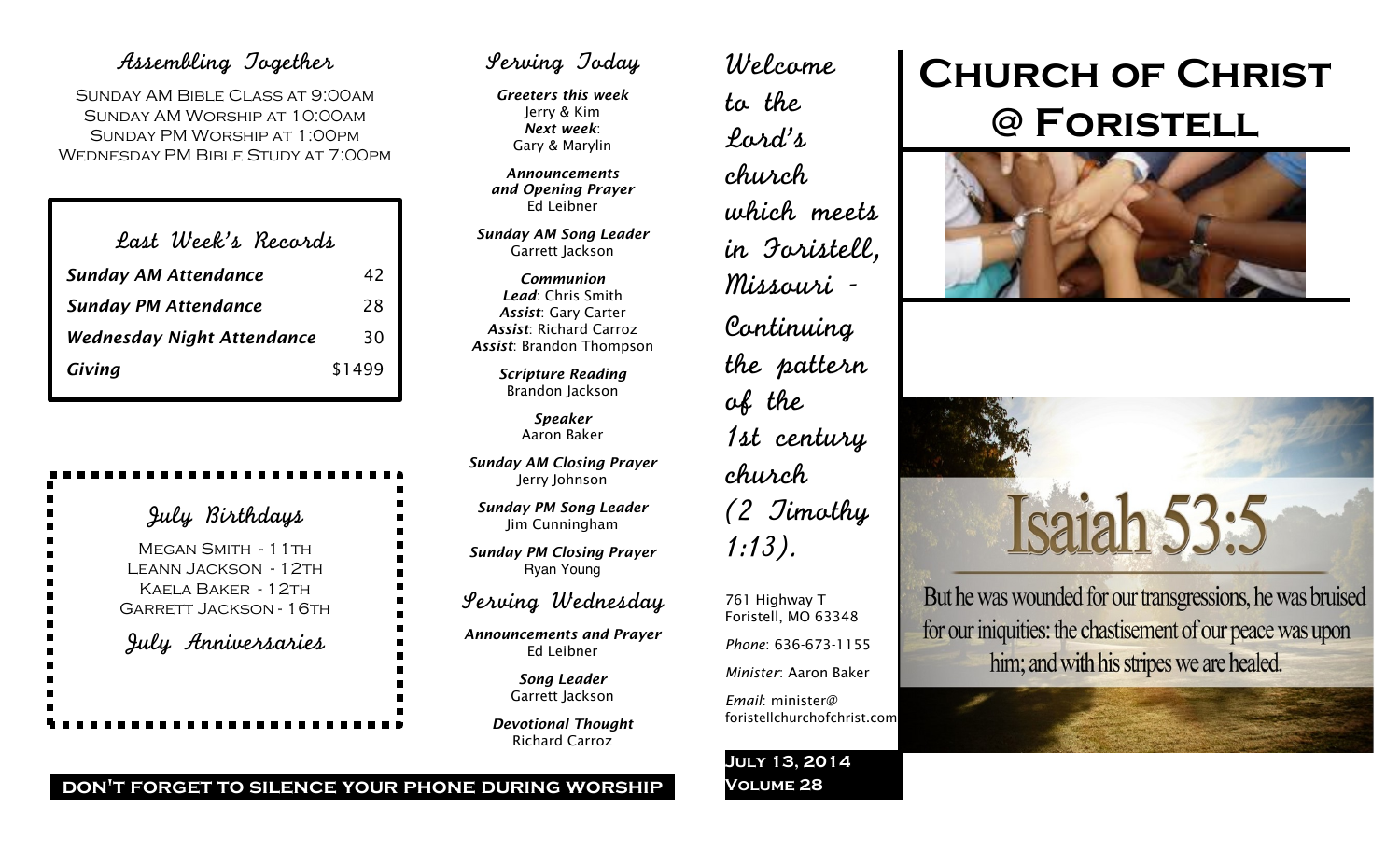# Church of Christ @ Foristell

Welcome to the Lord's church which meets in Foristell, Missouri - Continuing the pattern of the 1st century church (2 Timothy 1:13).

761 Highway T
Foristell, MO 63348

*Phone*: 636-673-1155

*Minister*: Aaron Baker

*Email*: minister@foristellchurchofchrist.com

**July 13, 2014**
**Volume 28**

# Isaiah 53:5

But he was wounded for our transgressions, he was bruised for our iniquities: the chastisement of our peace was upon him; and with his stripes we are healed.

## Assembling Together

Sunday AM Bible Class at 9:00am
Sunday AM Worship at 10:00am
Sunday PM Worship at 1:00pm
Wednesday PM Bible Study at 7:00pm

## Last Week's Records

| | |
|---|---|
| ***Sunday AM Attendance*** | 42 |
| ***Sunday PM Attendance*** | 28 |
| ***Wednesday Night Attendance*** | 30 |
| ***Giving*** | $1499 |

## July Birthdays

Megan Smith - 11th
Leann Jackson - 12th
Kaela Baker - 12th
Garrett Jackson - 16th

## July Anniversaries

## Serving Today

***Greeters this week***
Jerry & Kim
***Next week***:
Gary & Marylin

***Announcements and Opening Prayer***
Ed Leibner

***Sunday AM Song Leader***
Garrett Jackson

***Communion***
***Lead***: Chris Smith
***Assist***: Gary Carter
***Assist***: Richard Carroz
***Assist***: Brandon Thompson

***Scripture Reading***
Brandon Jackson

***Speaker***
Aaron Baker

***Sunday AM Closing Prayer***
Jerry Johnson

***Sunday PM Song Leader***
Jim Cunningham

***Sunday PM Closing Prayer***
Ryan Young

## Serving Wednesday

***Announcements and Prayer***
Ed Leibner

***Song Leader***
Garrett Jackson

***Devotional Thought***
Richard Carroz

**DON'T FORGET TO SILENCE YOUR PHONE DURING WORSHIP**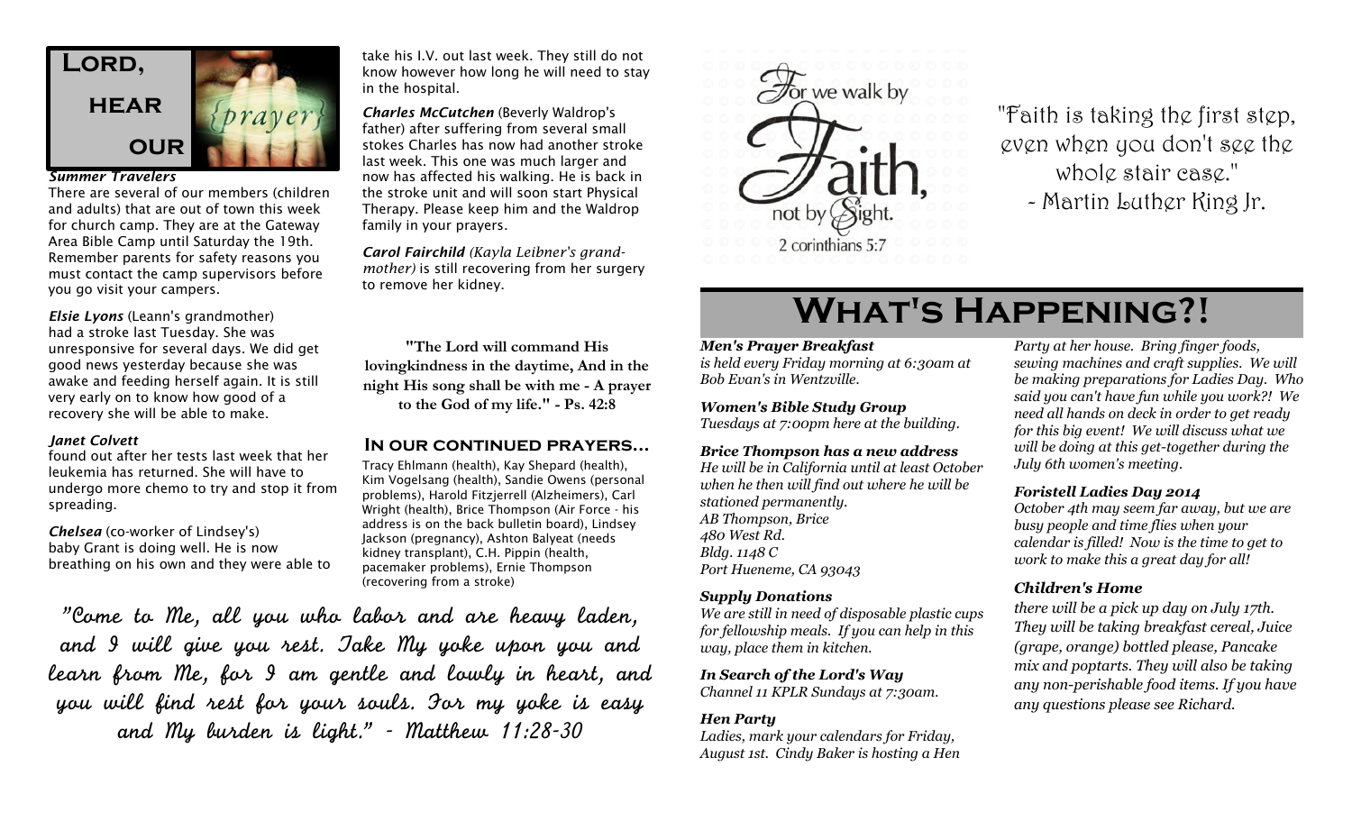# Lord, hear our {prayer}

***Summer Travelers***

There are several of our members (children and adults) that are out of town this week for church camp. They are at the Gateway Area Bible Camp until Saturday the 19th. Remember parents for safety reasons you must contact the camp supervisors before you go visit your campers.

***Elsie Lyons*** (Leann's grandmother) had a stroke last Tuesday. She was unresponsive for several days. We did get good news yesterday because she was awake and feeding herself again. It is still very early on to know how good of a recovery she will be able to make.

***Janet Colvett***

found out after her tests last week that her leukemia has returned. She will have to undergo more chemo to try and stop it from spreading.

***Chelsea*** (co-worker of Lindsey's) baby Grant is doing well. He is now breathing on his own and they were able to take his I.V. out last week. They still do not know however how long he will need to stay in the hospital.

***Charles McCutchen*** (Beverly Waldrop's father) after suffering from several small stokes Charles has now had another stroke last week. This one was much larger and now has affected his walking. He is back in the stroke unit and will soon start Physical Therapy. Please keep him and the Waldrop family in your prayers.

***Carol Fairchild*** *(Kayla Leibner's grand-mother)* is still recovering from her surgery to remove her kidney.

**"The Lord will command His lovingkindness in the daytime, And in the night His song shall be with me - A prayer to the God of my life." - Ps. 42:8**

## In our continued prayers...

Tracy Ehlmann (health), Kay Shepard (health), Kim Vogelsang (health), Sandie Owens (personal problems), Harold Fitzjerrell (Alzheimers), Carl Wright (health), Brice Thompson (Air Force - his address is on the back bulletin board), Lindsey Jackson (pregnancy), Ashton Balyeat (needs kidney transplant), C.H. Pippin (health, pacemaker problems), Ernie Thompson (recovering from a stroke)

"Come to Me, all you who labor and are heavy laden, and I will give you rest. Take My yoke upon you and learn from Me, for I am gentle and lowly in heart, and you will find rest for your souls. For my yoke is easy and My burden is light." - Matthew 11:28-30

For we walk by Faith, not by Sight.
2 corinthians 5:7

"Faith is taking the first step, even when you don't see the whole stair case."
- Martin Luther King Jr.

# What's Happening?!

***Men's Prayer Breakfast***
*is held every Friday morning at 6:30am at Bob Evan's in Wentzville.*

***Women's Bible Study Group***
*Tuesdays at 7:00pm here at the building.*

***Brice Thompson has a new address***
*He will be in California until at least October when he then will find out where he will be stationed permanently.*
*AB Thompson, Brice*
*480 West Rd.*
*Bldg. 1148 C*
*Port Hueneme, CA 93043*

***Supply Donations***
*We are still in need of disposable plastic cups for fellowship meals. If you can help in this way, place them in kitchen.*

***In Search of the Lord's Way***
*Channel 11 KPLR Sundays at 7:30am.*

***Hen Party***
*Ladies, mark your calendars for Friday, August 1st. Cindy Baker is hosting a Hen Party at her house. Bring finger foods, sewing machines and craft supplies. We will be making preparations for Ladies Day. Who said you can't have fun while you work?! We need all hands on deck in order to get ready for this big event! We will discuss what we will be doing at this get-together during the July 6th women's meeting.*

***Foristell Ladies Day 2014***
*October 4th may seem far away, but we are busy people and time flies when your calendar is filled! Now is the time to get to work to make this a great day for all!*

***Children's Home***
*there will be a pick up day on July 17th. They will be taking breakfast cereal, Juice (grape, orange) bottled please, Pancake mix and poptarts. They will also be taking any non-perishable food items. If you have any questions please see Richard.*